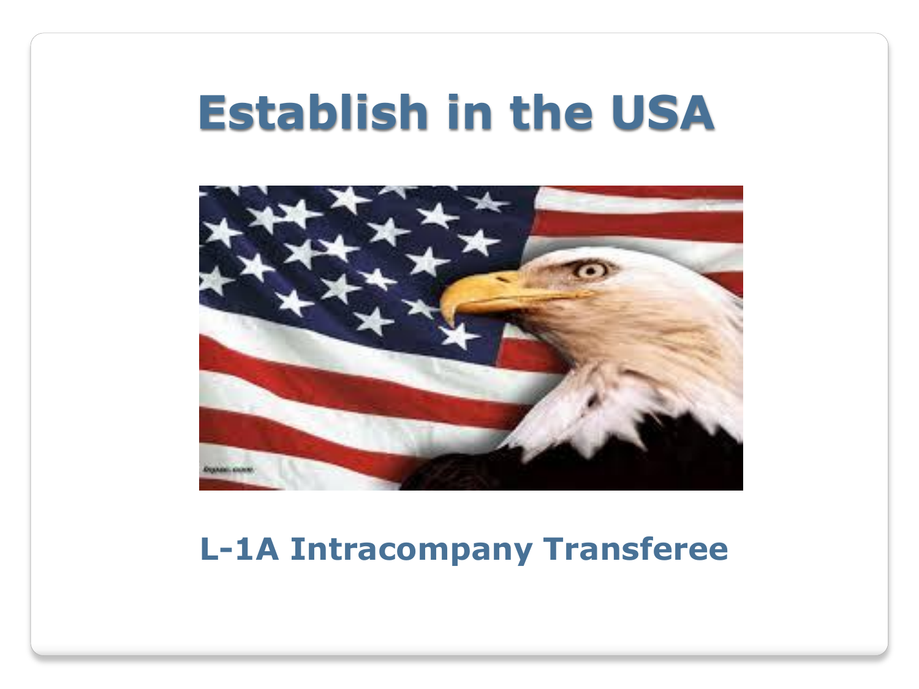# Establish in the USA

L-1A Intracompany Transferee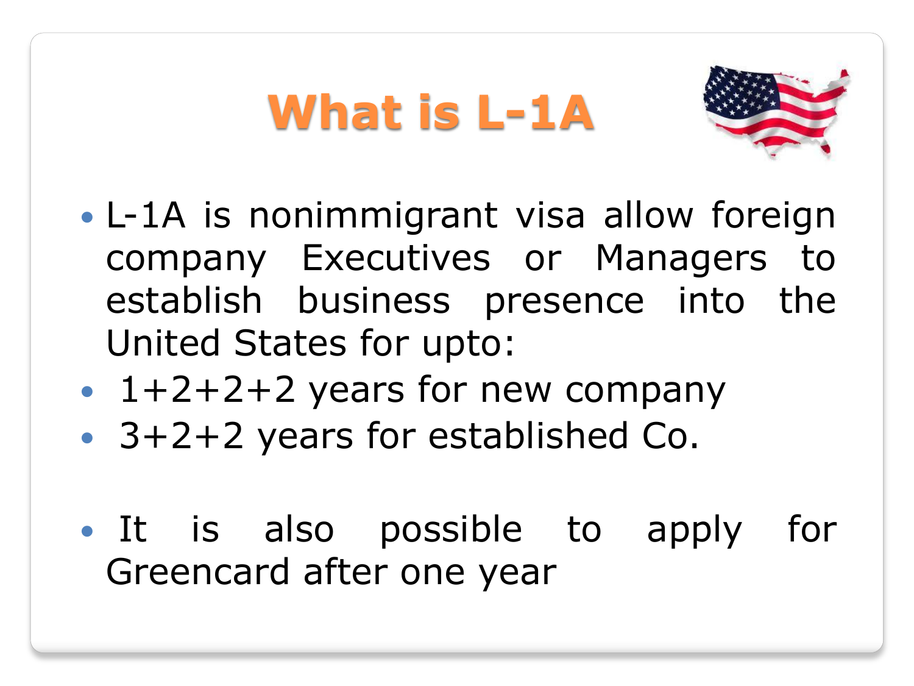# What is L-1A

- L-1A is nonimmigrant visa allow foreign company Executives or Managers to establish business presence into the United States for upto:
- 1+2+2+2 years for new company
- 3+2+2 years for established Co.

- It is also possible to apply for Greencard after one year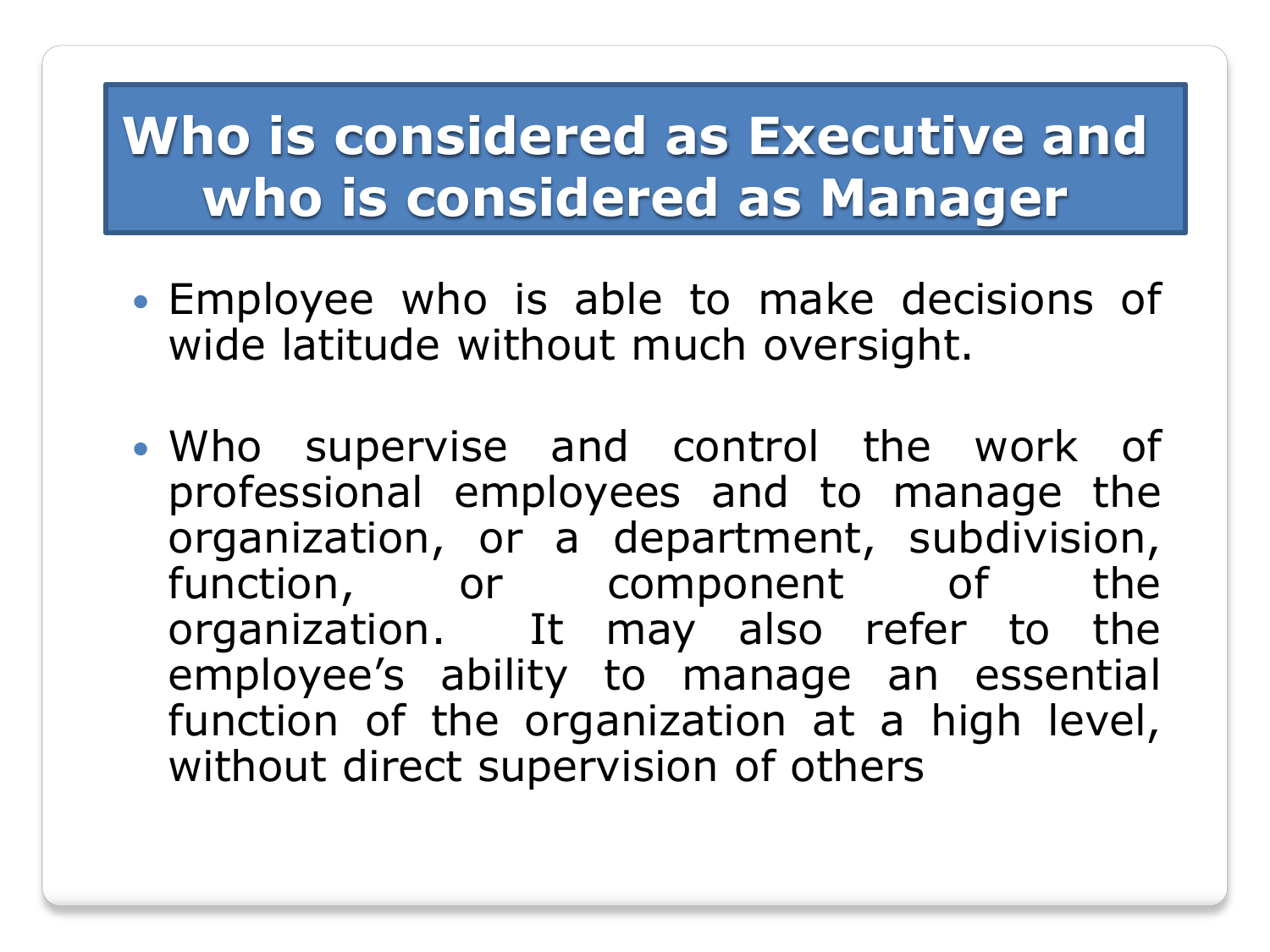# Who is considered as Executive and who is considered as Manager

- Employee who is able to make decisions of wide latitude without much oversight.

- Who supervise and control the work of professional employees and to manage the organization, or a department, subdivision, function, or component of the organization.  It may also refer to the employee's ability to manage an essential function of the organization at a high level, without direct supervision of others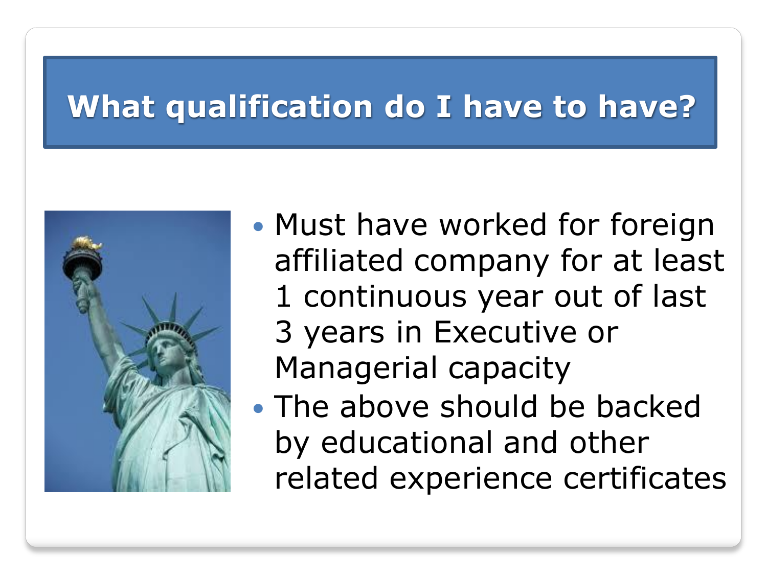# What qualification do I have to have?

- Must have worked for foreign affiliated company for at least 1 continuous year out of last 3 years in Executive or Managerial capacity
- The above should be backed by educational and other related experience certificates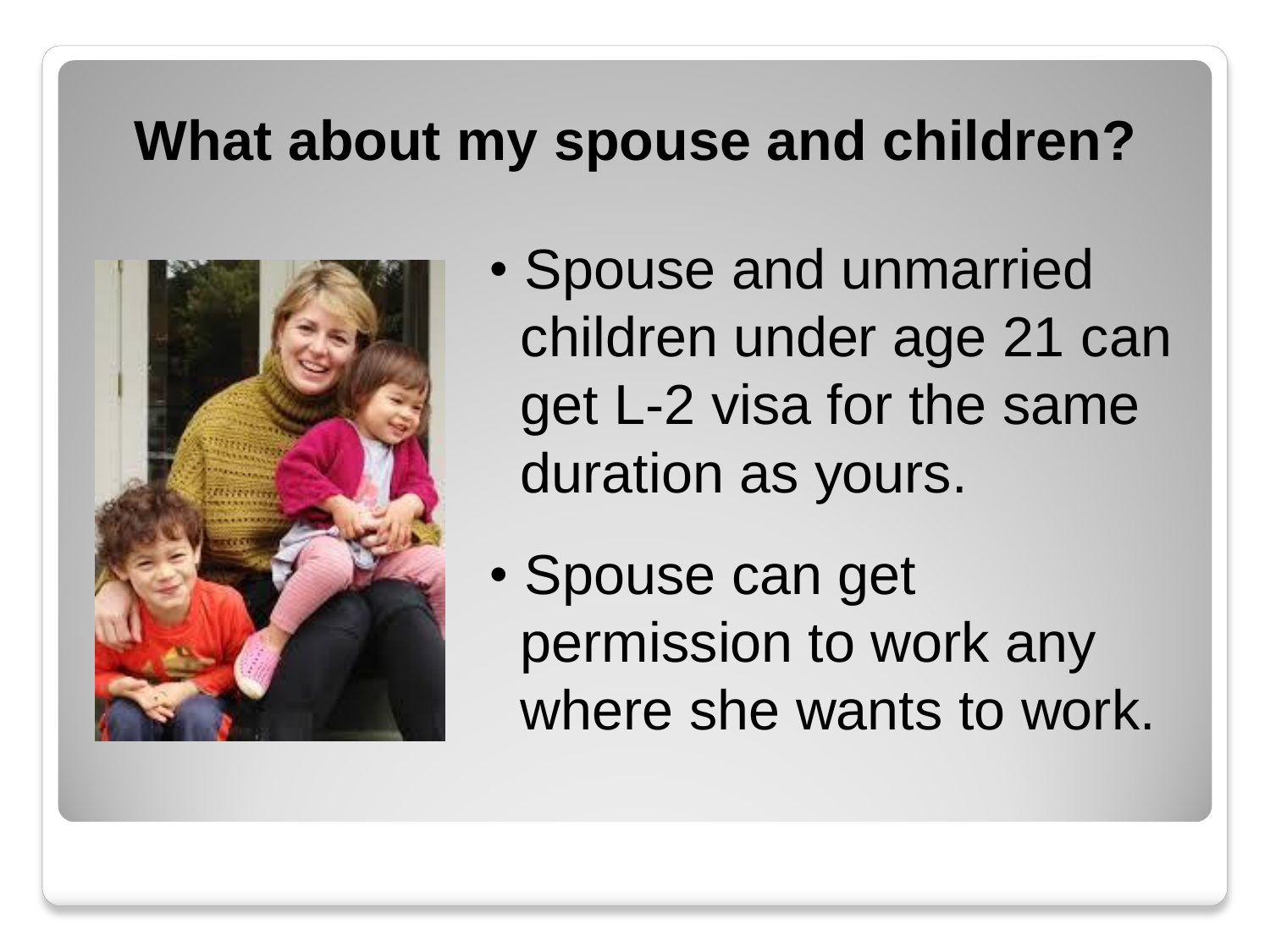# What about my spouse and children?

- Spouse and unmarried children under age 21 can get L-2 visa for the same duration as yours.
- Spouse can get permission to work any where she wants to work.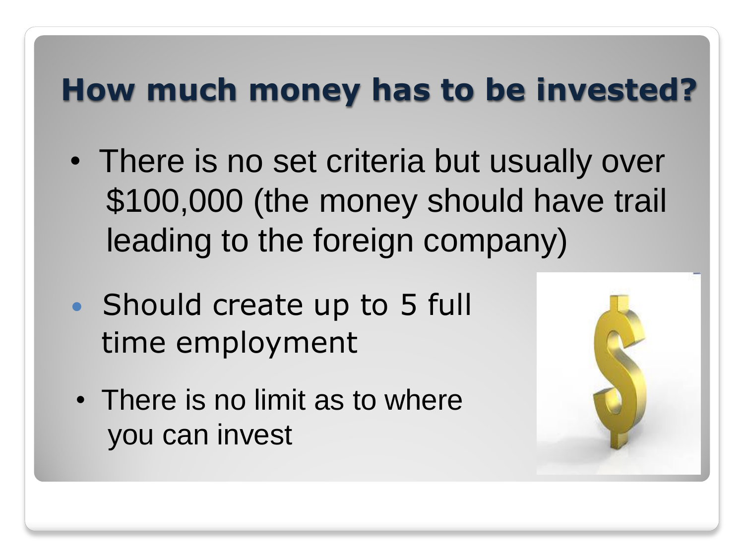# How much money has to be invested?

- There is no set criteria but usually over $100,000 (the money should have trail leading to the foreign company)
- Should create up to 5 full time employment
- There is no limit as to where you can invest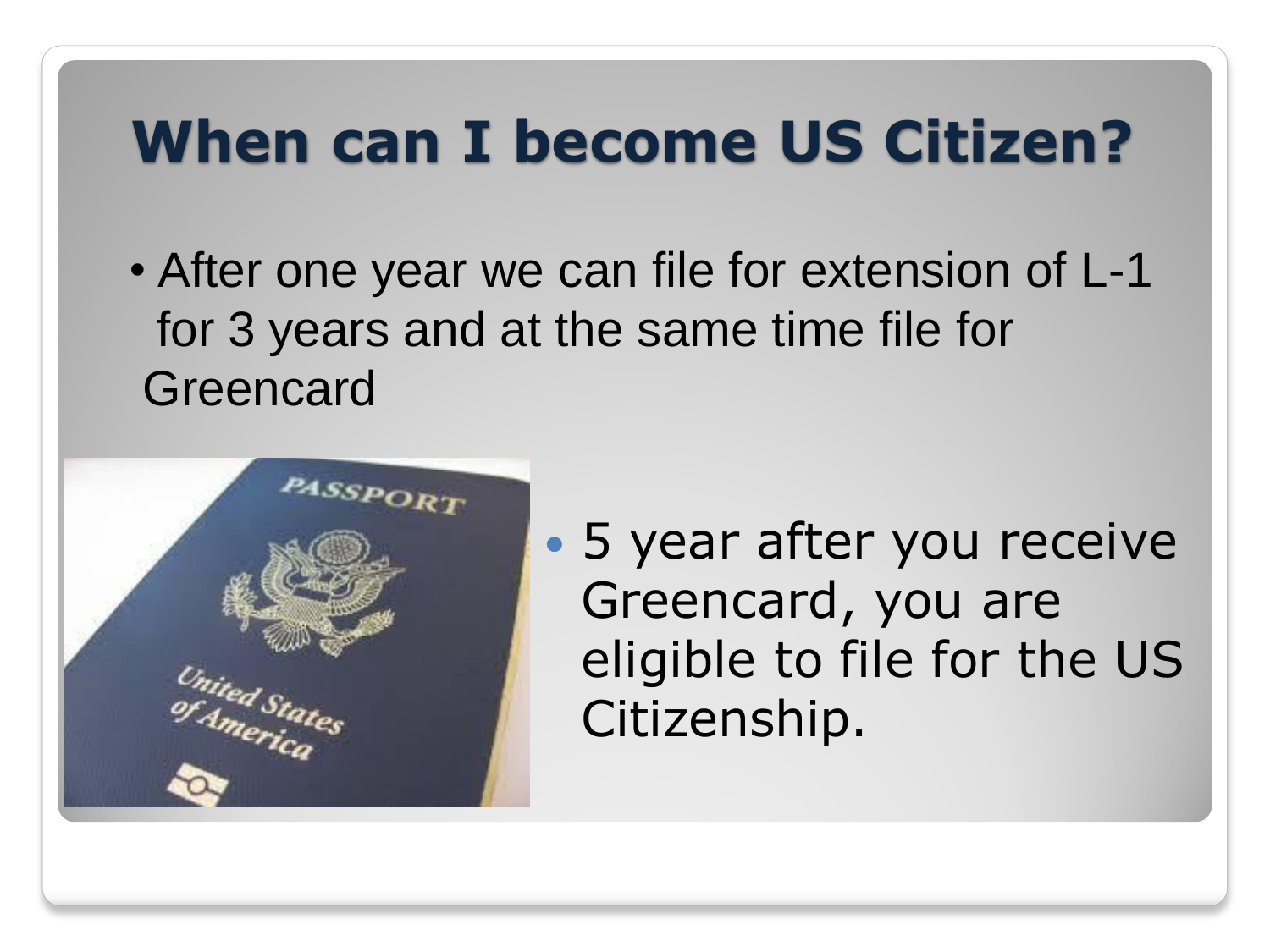# When can I become US Citizen?

- After one year we can file for extension of L-1 for 3 years and at the same time file for Greencard

- 5 year after you receive Greencard, you are eligible to file for the US Citizenship.